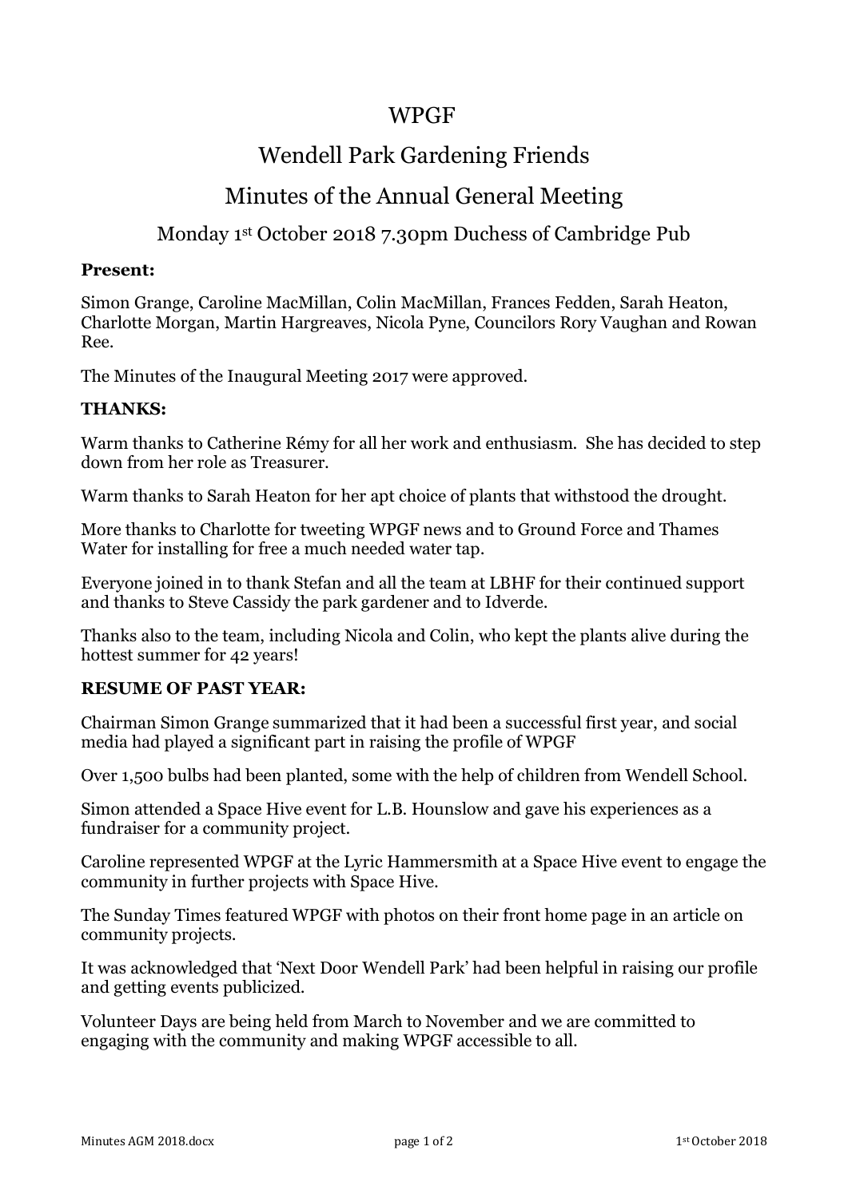# WPGF

## Wendell Park Gardening Friends

## Minutes of the Annual General Meeting

### Monday 1st October 2018 7.30pm Duchess of Cambridge Pub

**Present:**

Simon Grange, Caroline MacMillan, Colin MacMillan, Frances Fedden, Sarah Heaton, Charlotte Morgan, Martin Hargreaves, Nicola Pyne, Councilors Rory Vaughan and Rowan Ree.

The Minutes of the Inaugural Meeting 2017 were approved.

**THANKS:**

Warm thanks to Catherine Rémy for all her work and enthusiasm. She has decided to step down from her role as Treasurer.

Warm thanks to Sarah Heaton for her apt choice of plants that withstood the drought.

More thanks to Charlotte for tweeting WPGF news and to Ground Force and Thames Water for installing for free a much needed water tap.

Everyone joined in to thank Stefan and all the team at LBHF for their continued support and thanks to Steve Cassidy the park gardener and to Idverde.

Thanks also to the team, including Nicola and Colin, who kept the plants alive during the hottest summer for 42 years!

**RESUME OF PAST YEAR:**

Chairman Simon Grange summarized that it had been a successful first year, and social media had played a significant part in raising the profile of WPGF

Over 1,500 bulbs had been planted, some with the help of children from Wendell School.

Simon attended a Space Hive event for L.B. Hounslow and gave his experiences as a fundraiser for a community project.

Caroline represented WPGF at the Lyric Hammersmith at a Space Hive event to engage the community in further projects with Space Hive.

The Sunday Times featured WPGF with photos on their front home page in an article on community projects.

It was acknowledged that 'Next Door Wendell Park' had been helpful in raising our profile and getting events publicized.

Volunteer Days are being held from March to November and we are committed to engaging with the community and making WPGF accessible to all.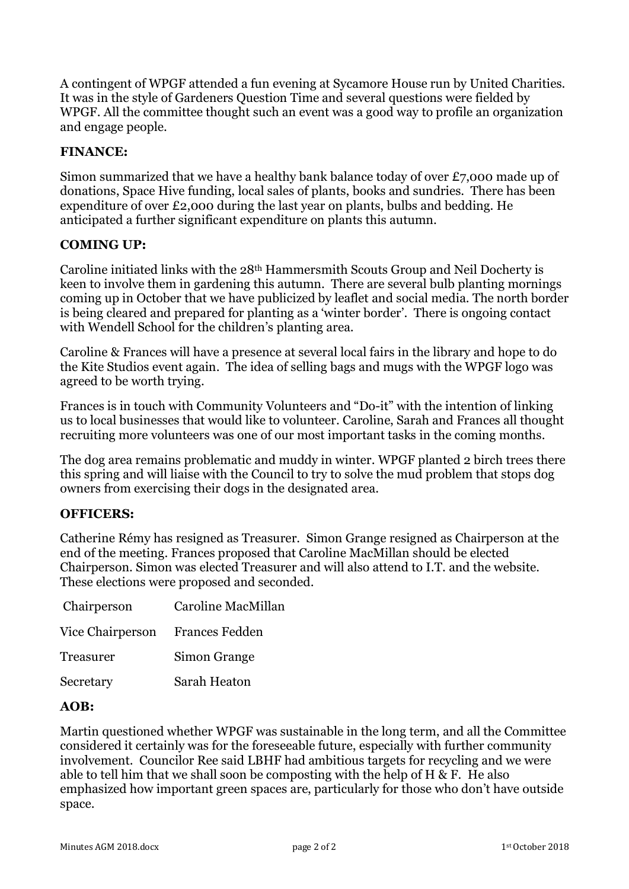A contingent of WPGF attended a fun evening at Sycamore House run by United Charities. It was in the style of Gardeners Question Time and several questions were fielded by WPGF. All the committee thought such an event was a good way to profile an organization and engage people.

**FINANCE:**

Simon summarized that we have a healthy bank balance today of over £7,000 made up of donations, Space Hive funding, local sales of plants, books and sundries. There has been expenditure of over £2,000 during the last year on plants, bulbs and bedding. He anticipated a further significant expenditure on plants this autumn.

**COMING UP:**

Caroline initiated links with the 28th Hammersmith Scouts Group and Neil Docherty is keen to involve them in gardening this autumn. There are several bulb planting mornings coming up in October that we have publicized by leaflet and social media. The north border is being cleared and prepared for planting as a 'winter border'. There is ongoing contact with Wendell School for the children's planting area.

Caroline & Frances will have a presence at several local fairs in the library and hope to do the Kite Studios event again. The idea of selling bags and mugs with the WPGF logo was agreed to be worth trying.

Frances is in touch with Community Volunteers and "Do-it" with the intention of linking us to local businesses that would like to volunteer. Caroline, Sarah and Frances all thought recruiting more volunteers was one of our most important tasks in the coming months.

The dog area remains problematic and muddy in winter. WPGF planted 2 birch trees there this spring and will liaise with the Council to try to solve the mud problem that stops dog owners from exercising their dogs in the designated area.

**OFFICERS:**

Catherine Rémy has resigned as Treasurer. Simon Grange resigned as Chairperson at the end of the meeting. Frances proposed that Caroline MacMillan should be elected Chairperson. Simon was elected Treasurer and will also attend to I.T. and the website. These elections were proposed and seconded.

| | |
|---|---|
| Chairperson | Caroline MacMillan |
| Vice Chairperson | Frances Fedden |
| Treasurer | Simon Grange |
| Secretary | Sarah Heaton |

**AOB:**

Martin questioned whether WPGF was sustainable in the long term, and all the Committee considered it certainly was for the foreseeable future, especially with further community involvement. Councilor Ree said LBHF had ambitious targets for recycling and we were able to tell him that we shall soon be composting with the help of H & F. He also emphasized how important green spaces are, particularly for those who don't have outside space.